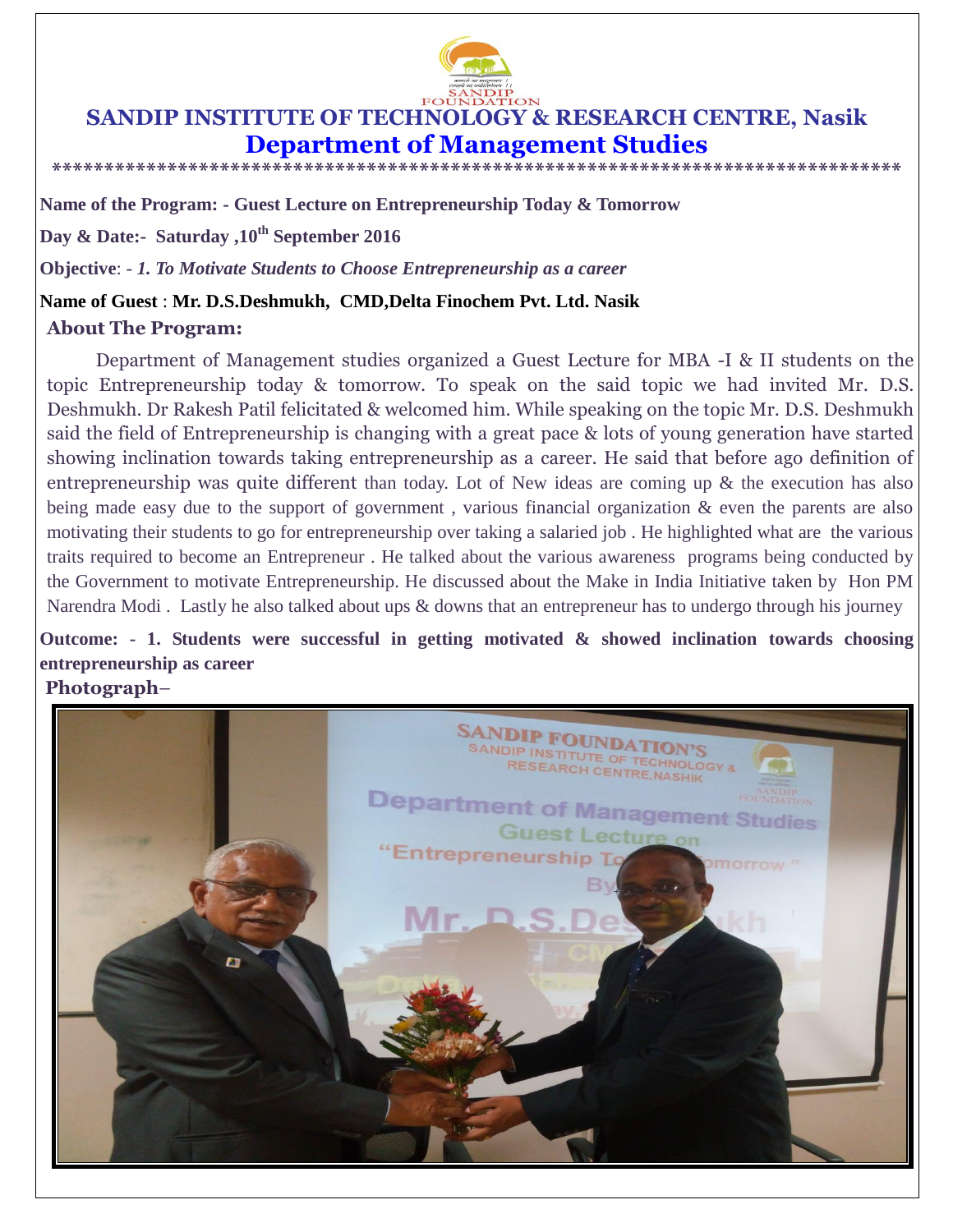# SANDIP INSTITUTE OF TECHNOLOGY & RESEARCH CENTRE, Nasik

## Department of Management Studies

*************************************************************************************

**Name of the Program: - Guest Lecture on Entrepreneurship Today & Tomorrow**

**Day & Date:- Saturday ,10th September 2016**

**Objective**: - ***1. To Motivate Students to Choose Entrepreneurship as a career***

**Name of Guest** : **Mr. D.S.Deshmukh, CMD,Delta Finochem Pvt. Ltd. Nasik**

### About The Program:

Department of Management studies organized a Guest Lecture for MBA -I & II students on the topic Entrepreneurship today & tomorrow. To speak on the said topic we had invited Mr. D.S. Deshmukh. Dr Rakesh Patil felicitated & welcomed him. While speaking on the topic Mr. D.S. Deshmukh said the field of Entrepreneurship is changing with a great pace & lots of young generation have started showing inclination towards taking entrepreneurship as a career. He said that before ago definition of entrepreneurship was quite different than today. Lot of New ideas are coming up & the execution has also being made easy due to the support of government , various financial organization & even the parents are also motivating their students to go for entrepreneurship over taking a salaried job . He highlighted what are the various traits required to become an Entrepreneur . He talked about the various awareness programs being conducted by the Government to motivate Entrepreneurship. He discussed about the Make in India Initiative taken by Hon PM Narendra Modi . Lastly he also talked about ups & downs that an entrepreneur has to undergo through his journey

**Outcome: - 1. Students were successful in getting motivated & showed inclination towards choosing entrepreneurship as career**

**Photograph–**